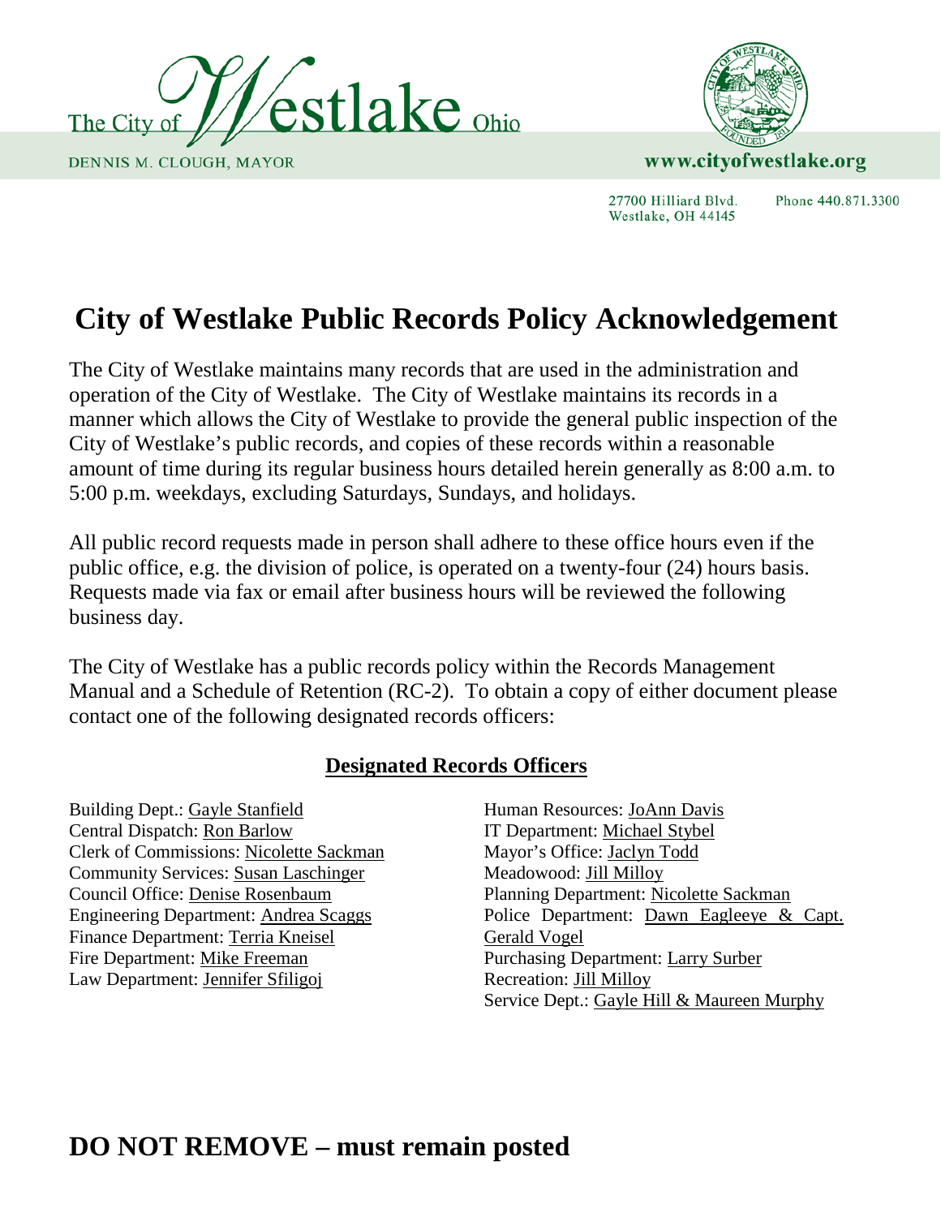The City of Westlake Ohio

DENNIS M. CLOUGH, MAYOR

www.cityofwestlake.org

27700 Hilliard Blvd.
Westlake, OH 44145

Phone 440.871.3300

# City of Westlake Public Records Policy Acknowledgement

The City of Westlake maintains many records that are used in the administration and operation of the City of Westlake. The City of Westlake maintains its records in a manner which allows the City of Westlake to provide the general public inspection of the City of Westlake's public records, and copies of these records within a reasonable amount of time during its regular business hours detailed herein generally as 8:00 a.m. to 5:00 p.m. weekdays, excluding Saturdays, Sundays, and holidays.

All public record requests made in person shall adhere to these office hours even if the public office, e.g. the division of police, is operated on a twenty-four (24) hours basis. Requests made via fax or email after business hours will be reviewed the following business day.

The City of Westlake has a public records policy within the Records Management Manual and a Schedule of Retention (RC-2). To obtain a copy of either document please contact one of the following designated records officers:

## Designated Records Officers

Building Dept.: Gayle Stanfield
Central Dispatch: Ron Barlow
Clerk of Commissions: Nicolette Sackman
Community Services: Susan Laschinger
Council Office: Denise Rosenbaum
Engineering Department: Andrea Scaggs
Finance Department: Terria Kneisel
Fire Department: Mike Freeman
Law Department: Jennifer Sfiligoj
Human Resources: JoAnn Davis
IT Department: Michael Stybel
Mayor's Office: Jaclyn Todd
Meadowood: Jill Milloy
Planning Department: Nicolette Sackman
Police Department: Dawn Eagleeye & Capt. Gerald Vogel
Purchasing Department: Larry Surber
Recreation: Jill Milloy
Service Dept.: Gayle Hill & Maureen Murphy

# DO NOT REMOVE – must remain posted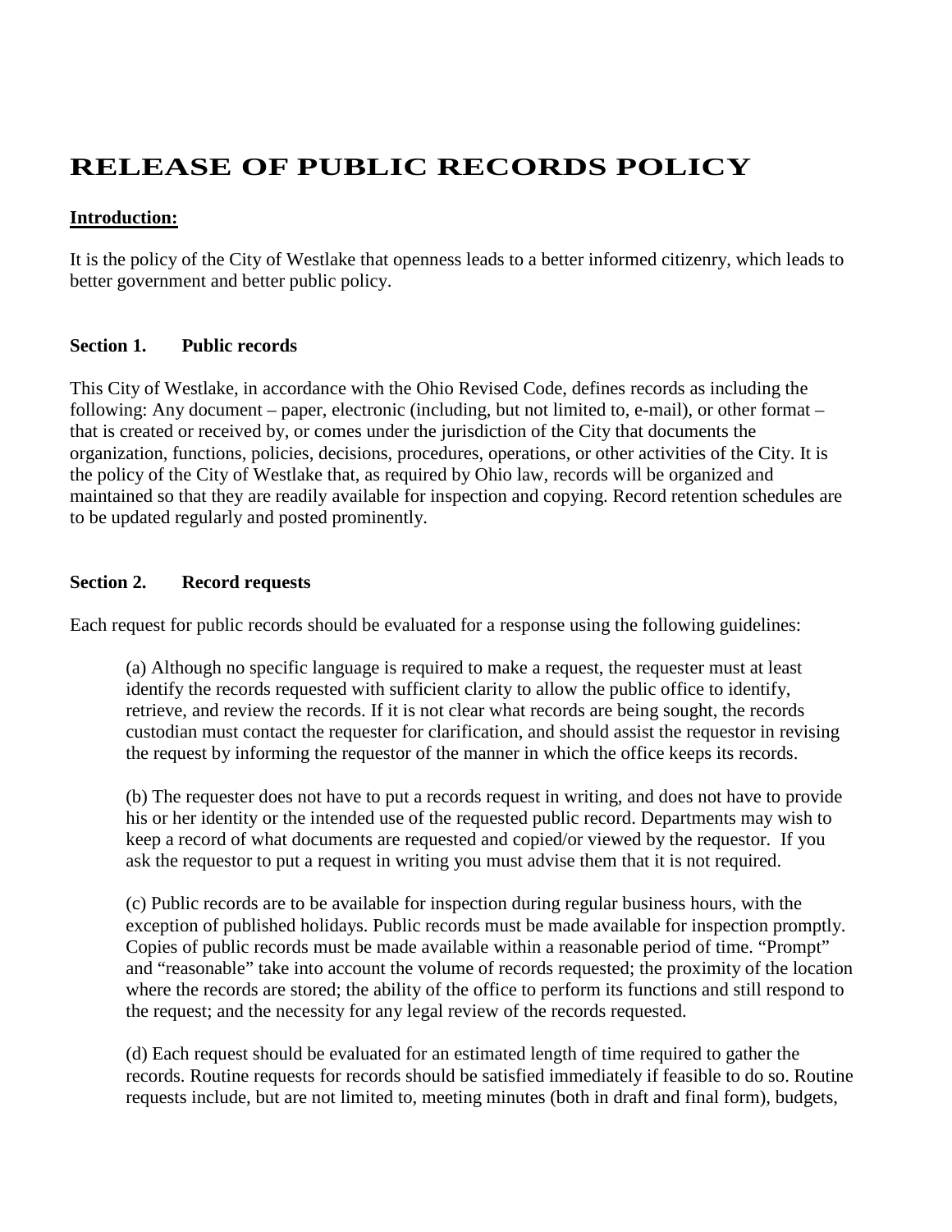# RELEASE OF PUBLIC RECORDS POLICY

**Introduction:**

It is the policy of the City of Westlake that openness leads to a better informed citizenry, which leads to better government and better public policy.

**Section 1. Public records**

This City of Westlake, in accordance with the Ohio Revised Code, defines records as including the following: Any document – paper, electronic (including, but not limited to, e-mail), or other format – that is created or received by, or comes under the jurisdiction of the City that documents the organization, functions, policies, decisions, procedures, operations, or other activities of the City. It is the policy of the City of Westlake that, as required by Ohio law, records will be organized and maintained so that they are readily available for inspection and copying. Record retention schedules are to be updated regularly and posted prominently.

**Section 2. Record requests**

Each request for public records should be evaluated for a response using the following guidelines:

(a) Although no specific language is required to make a request, the requester must at least identify the records requested with sufficient clarity to allow the public office to identify, retrieve, and review the records. If it is not clear what records are being sought, the records custodian must contact the requester for clarification, and should assist the requestor in revising the request by informing the requestor of the manner in which the office keeps its records.

(b) The requester does not have to put a records request in writing, and does not have to provide his or her identity or the intended use of the requested public record. Departments may wish to keep a record of what documents are requested and copied/or viewed by the requestor. If you ask the requestor to put a request in writing you must advise them that it is not required.

(c) Public records are to be available for inspection during regular business hours, with the exception of published holidays. Public records must be made available for inspection promptly. Copies of public records must be made available within a reasonable period of time. "Prompt" and "reasonable" take into account the volume of records requested; the proximity of the location where the records are stored; the ability of the office to perform its functions and still respond to the request; and the necessity for any legal review of the records requested.

(d) Each request should be evaluated for an estimated length of time required to gather the records. Routine requests for records should be satisfied immediately if feasible to do so. Routine requests include, but are not limited to, meeting minutes (both in draft and final form), budgets,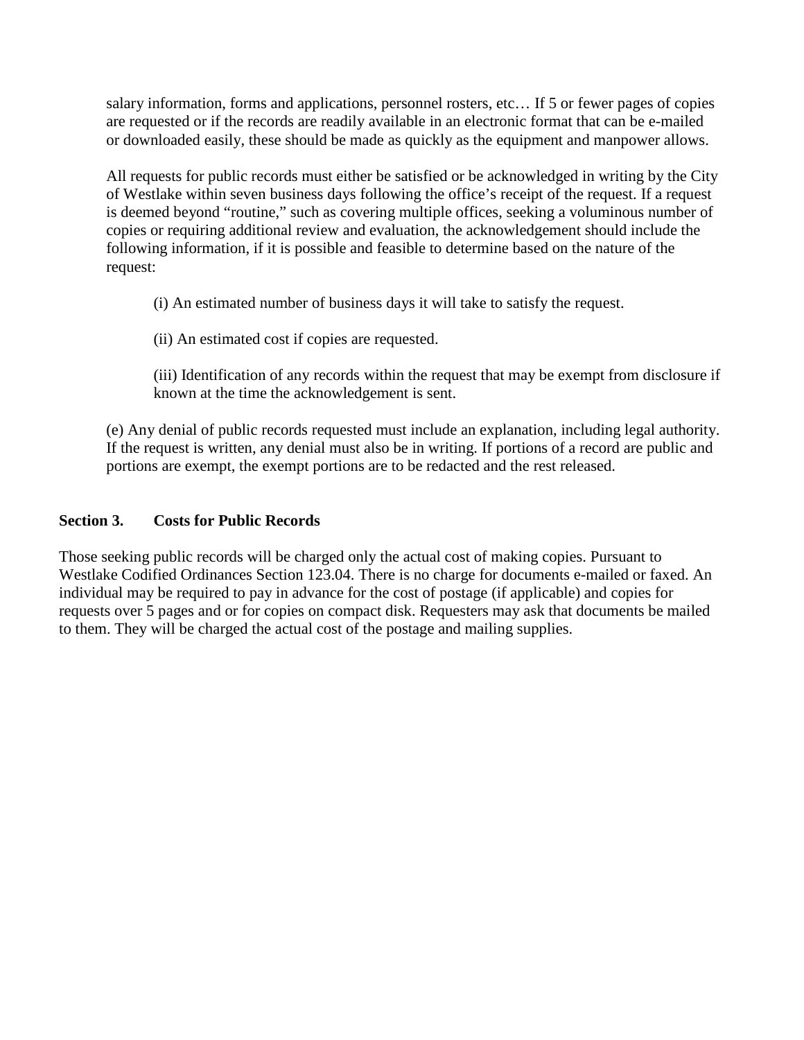salary information, forms and applications, personnel rosters, etc… If 5 or fewer pages of copies are requested or if the records are readily available in an electronic format that can be e-mailed or downloaded easily, these should be made as quickly as the equipment and manpower allows.

All requests for public records must either be satisfied or be acknowledged in writing by the City of Westlake within seven business days following the office's receipt of the request. If a request is deemed beyond "routine," such as covering multiple offices, seeking a voluminous number of copies or requiring additional review and evaluation, the acknowledgement should include the following information, if it is possible and feasible to determine based on the nature of the request:

(i) An estimated number of business days it will take to satisfy the request.

(ii) An estimated cost if copies are requested.

(iii) Identification of any records within the request that may be exempt from disclosure if known at the time the acknowledgement is sent.

(e) Any denial of public records requested must include an explanation, including legal authority. If the request is written, any denial must also be in writing. If portions of a record are public and portions are exempt, the exempt portions are to be redacted and the rest released.

## Section 3. Costs for Public Records

Those seeking public records will be charged only the actual cost of making copies. Pursuant to Westlake Codified Ordinances Section 123.04. There is no charge for documents e-mailed or faxed. An individual may be required to pay in advance for the cost of postage (if applicable) and copies for requests over 5 pages and or for copies on compact disk. Requesters may ask that documents be mailed to them. They will be charged the actual cost of the postage and mailing supplies.